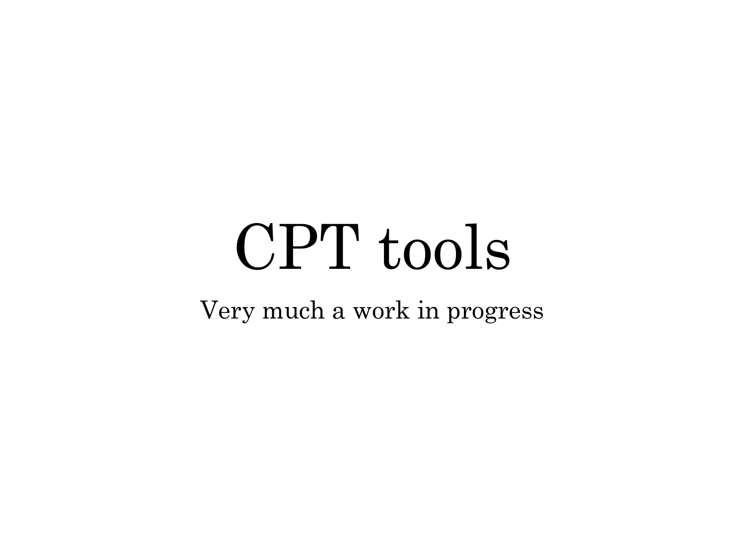# CPT tools

Very much a work in progress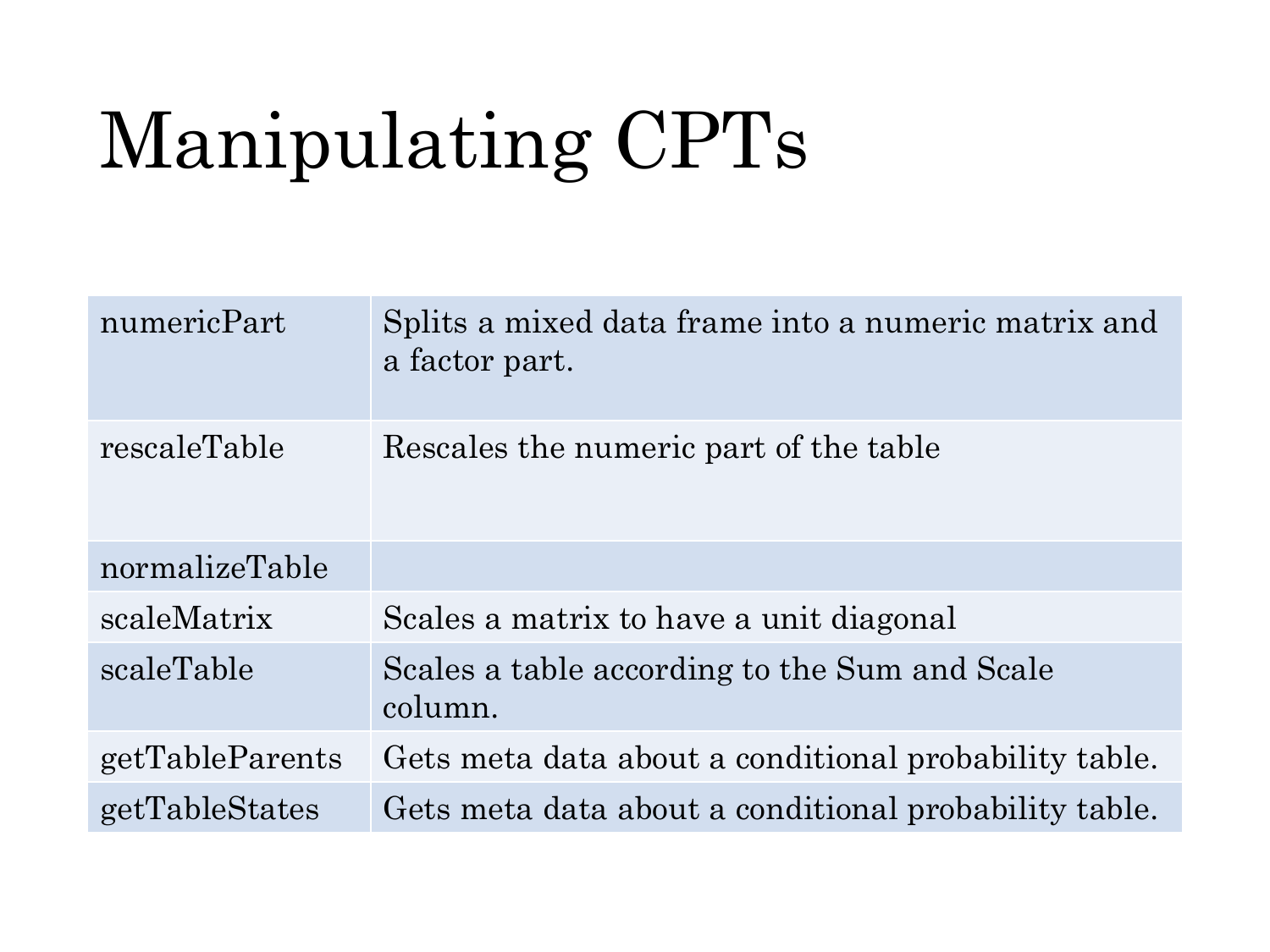# Manipulating CPTs

| | |
|---|---|
| numericPart | Splits a mixed data frame into a numeric matrix and a factor part. |
| rescaleTable | Rescales the numeric part of the table |
| normalizeTable | |
| scaleMatrix | Scales a matrix to have a unit diagonal |
| scaleTable | Scales a table according to the Sum and Scale column. |
| getTableParents | Gets meta data about a conditional probability table. |
| getTableStates | Gets meta data about a conditional probability table. |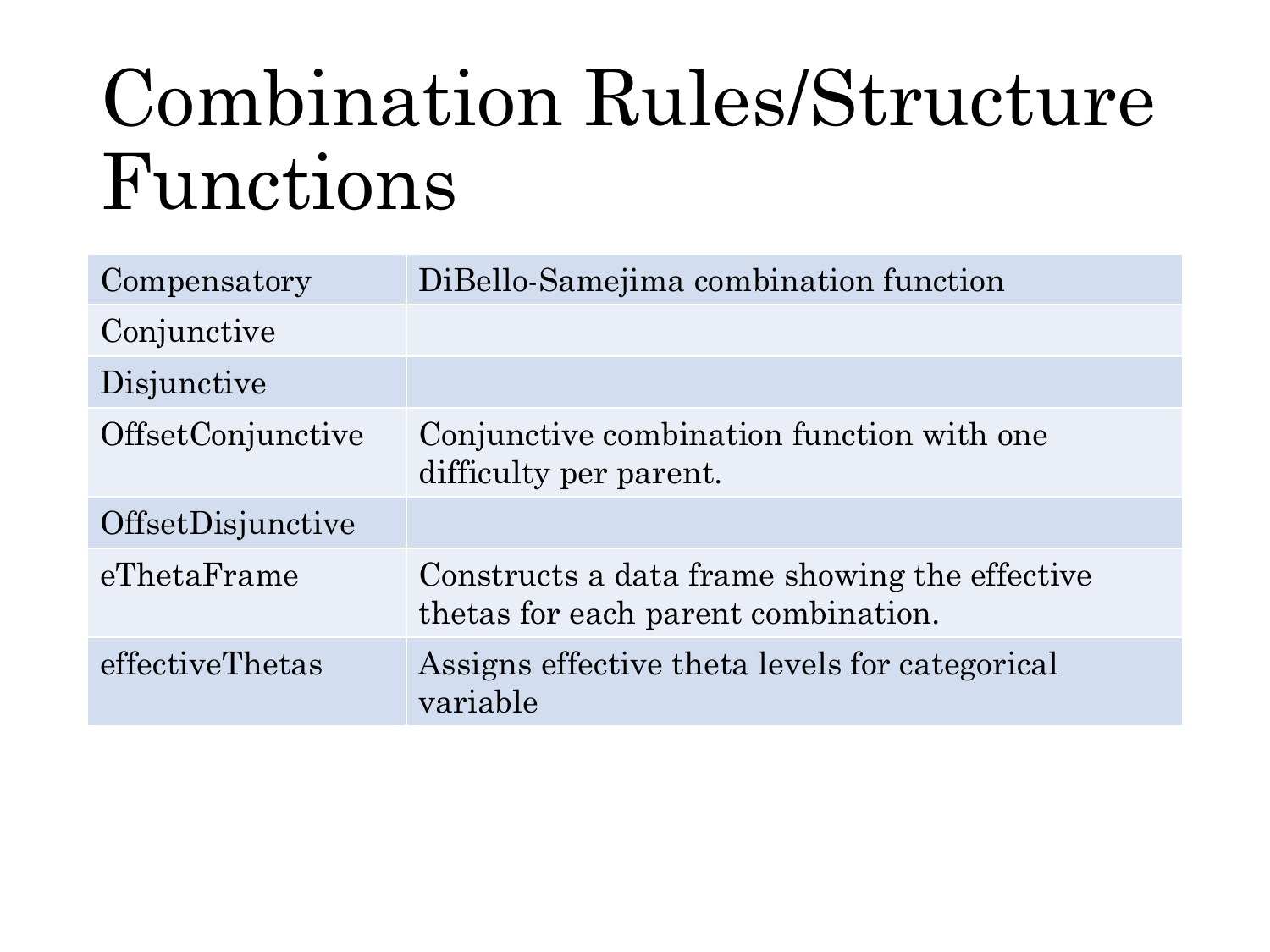# Combination Rules/Structure Functions

| | |
|---|---|
| Compensatory | DiBello-Samejima combination function |
| Conjunctive | |
| Disjunctive | |
| OffsetConjunctive | Conjunctive combination function with one difficulty per parent. |
| OffsetDisjunctive | |
| eThetaFrame | Constructs a data frame showing the effective thetas for each parent combination. |
| effectiveThetas | Assigns effective theta levels for categorical variable |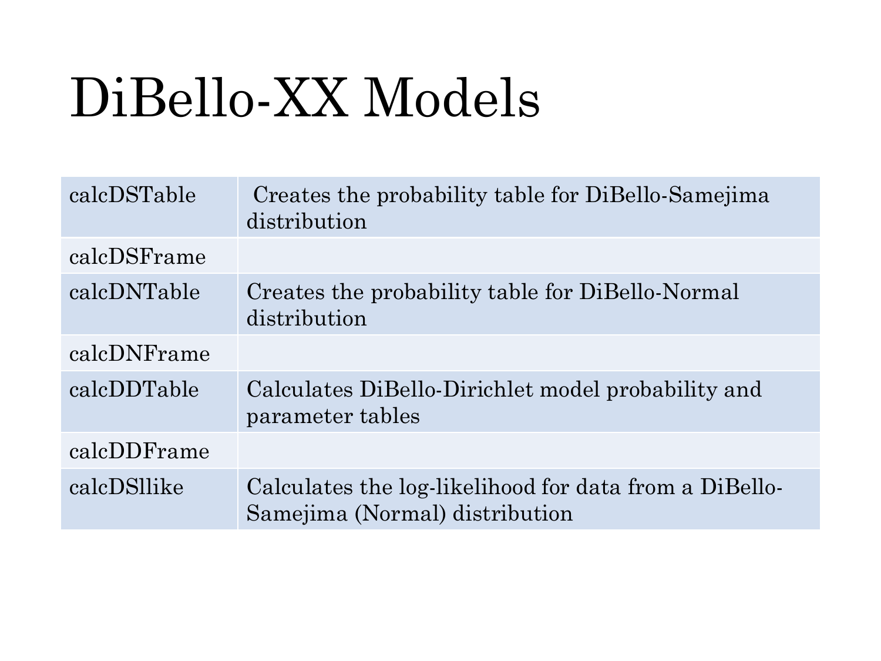# DiBello-XX Models

| | |
|---|---|
| calcDSTable | Creates the probability table for DiBello-Samejima distribution |
| calcDSFrame | |
| calcDNTable | Creates the probability table for DiBello-Normal distribution |
| calcDNFrame | |
| calcDDTable | Calculates DiBello-Dirichlet model probability and parameter tables |
| calcDDFrame | |
| calcDSllike | Calculates the log-likelihood for data from a DiBello-Samejima (Normal) distribution |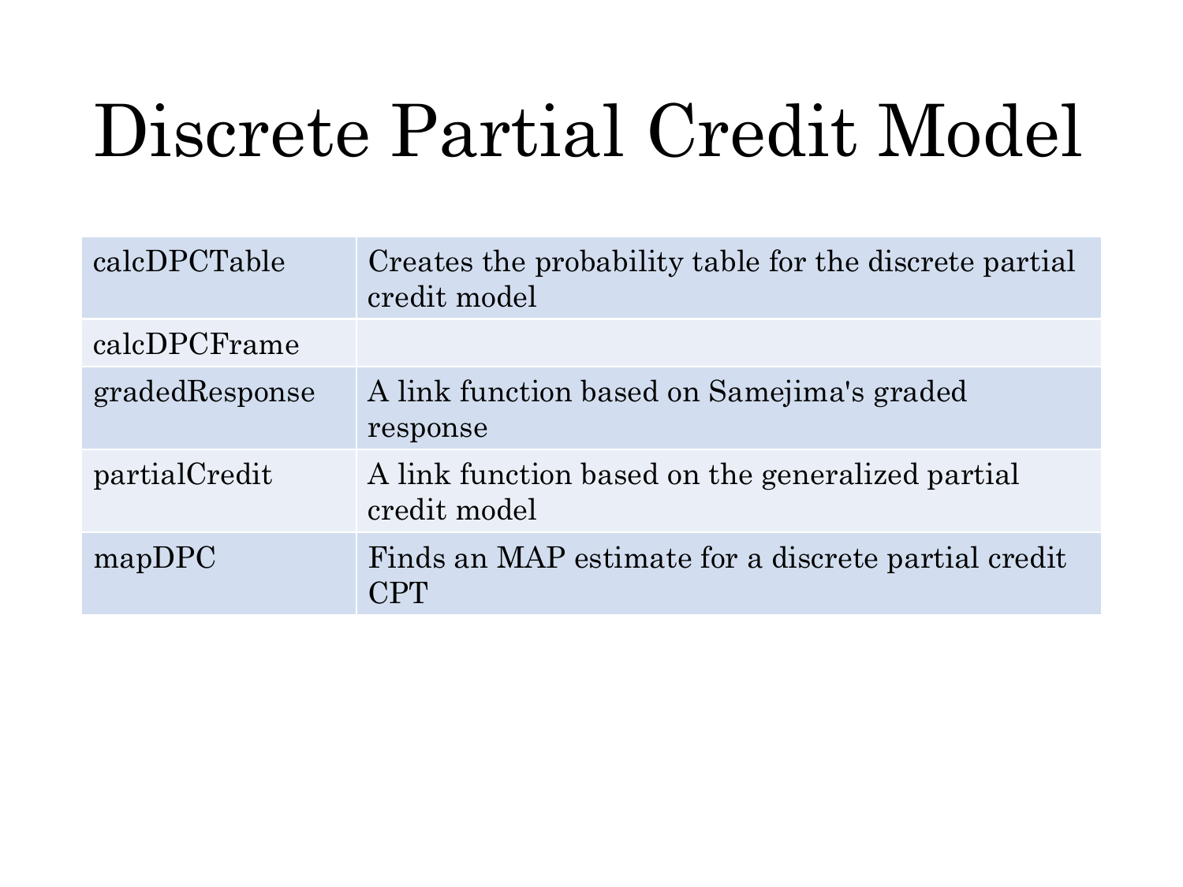# Discrete Partial Credit Model

| | |
|---|---|
| calcDPCTable | Creates the probability table for the discrete partial credit model |
| calcDPCFrame | |
| gradedResponse | A link function based on Samejima's graded response |
| partialCredit | A link function based on the generalized partial credit model |
| mapDPC | Finds an MAP estimate for a discrete partial credit CPT |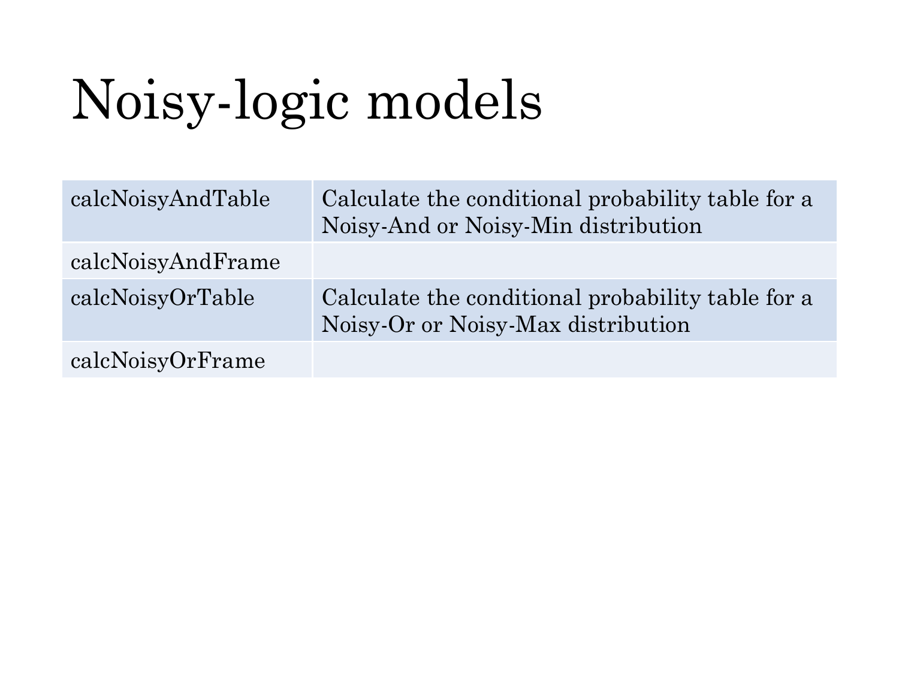# Noisy-logic models

| | |
|---|---|
| calcNoisyAndTable | Calculate the conditional probability table for a Noisy-And or Noisy-Min distribution |
| calcNoisyAndFrame | |
| calcNoisyOrTable | Calculate the conditional probability table for a Noisy-Or or Noisy-Max distribution |
| calcNoisyOrFrame | |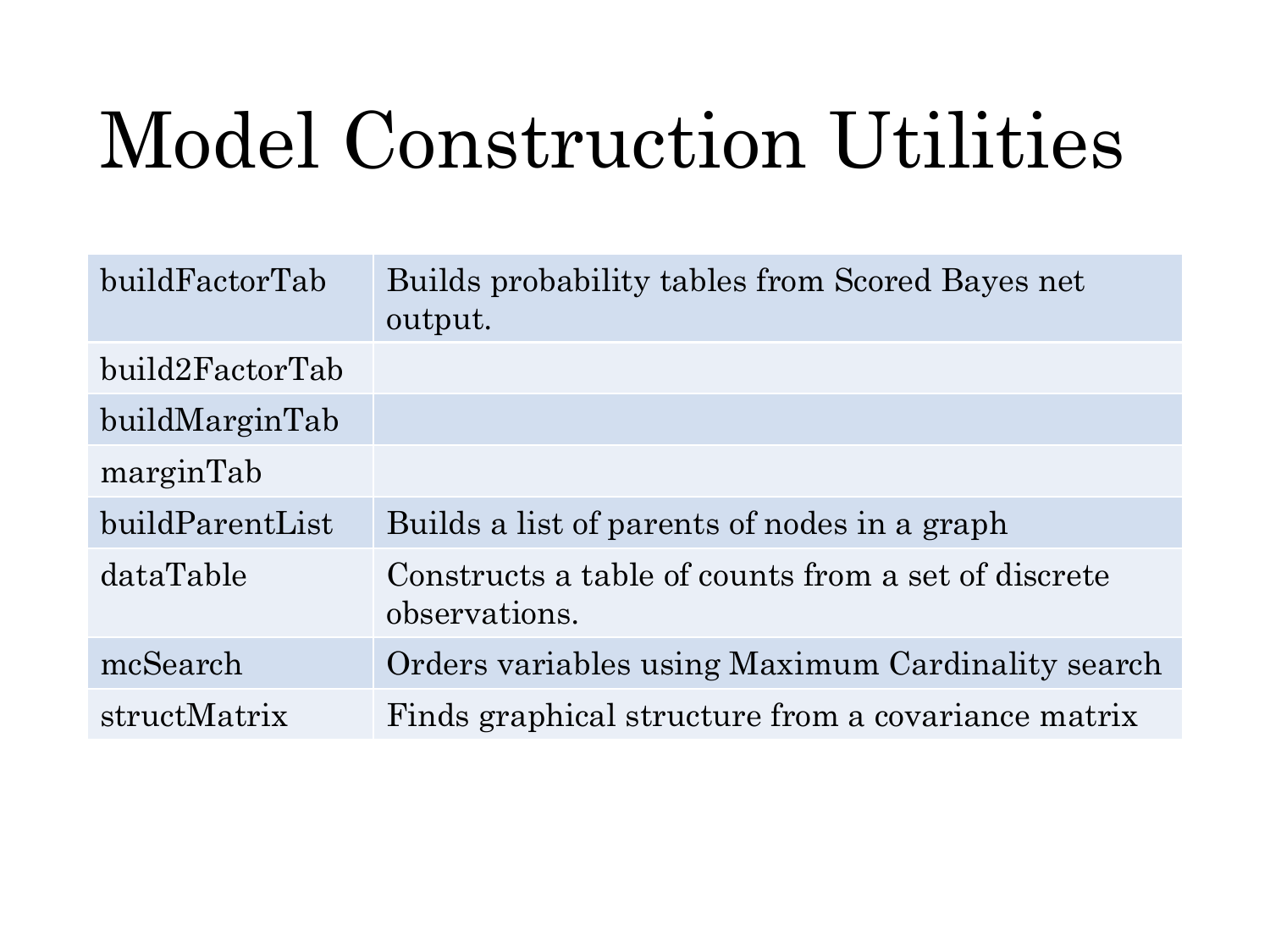# Model Construction Utilities

| | |
|---|---|
| buildFactorTab | Builds probability tables from Scored Bayes net output. |
| build2FactorTab | |
| buildMarginTab | |
| marginTab | |
| buildParentList | Builds a list of parents of nodes in a graph |
| dataTable | Constructs a table of counts from a set of discrete observations. |
| mcSearch | Orders variables using Maximum Cardinality search |
| structMatrix | Finds graphical structure from a covariance matrix |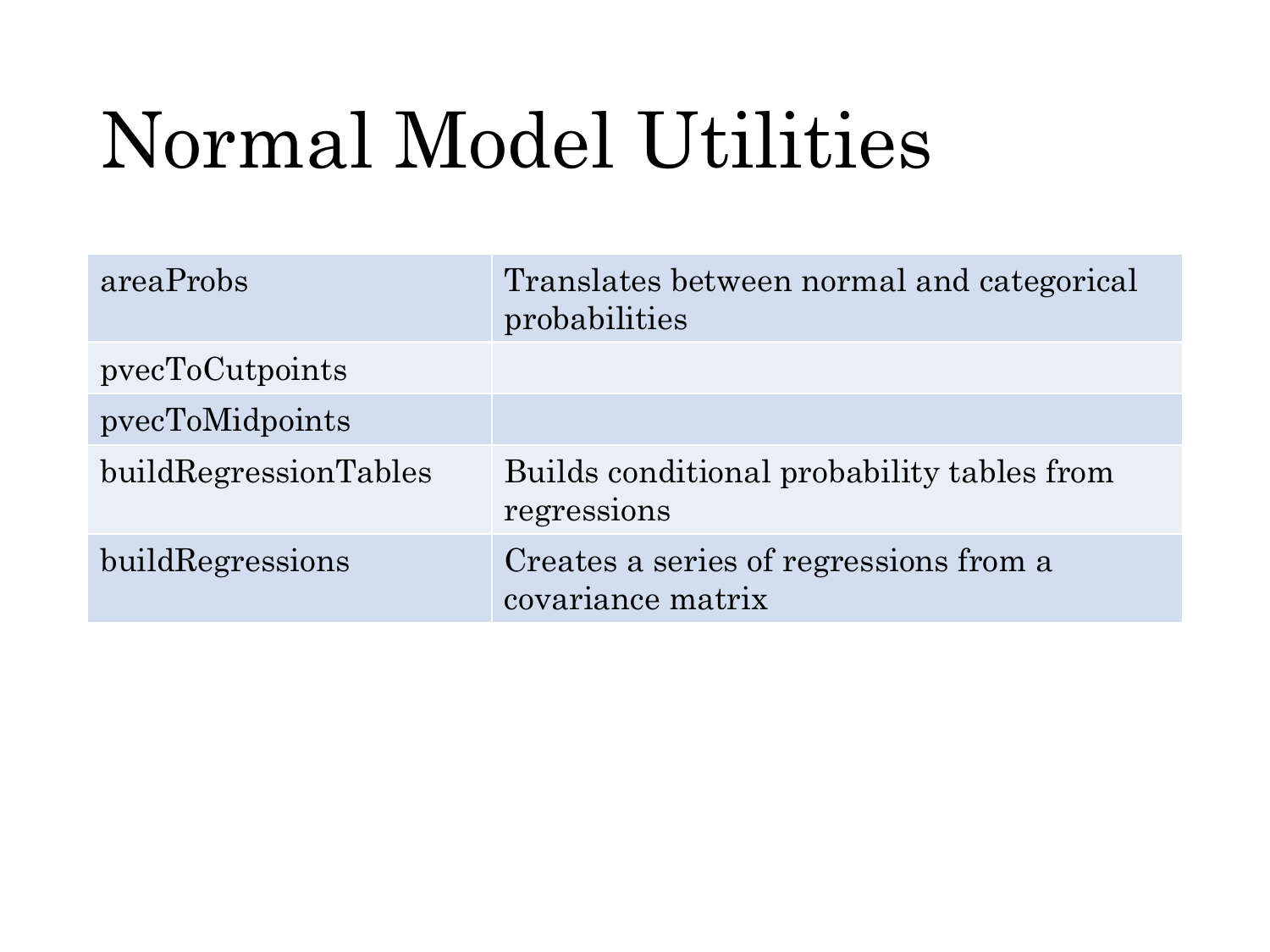# Normal Model Utilities

| | |
|---|---|
| areaProbs | Translates between normal and categorical probabilities |
| pvecToCutpoints | |
| pvecToMidpoints | |
| buildRegressionTables | Builds conditional probability tables from regressions |
| buildRegressions | Creates a series of regressions from a covariance matrix |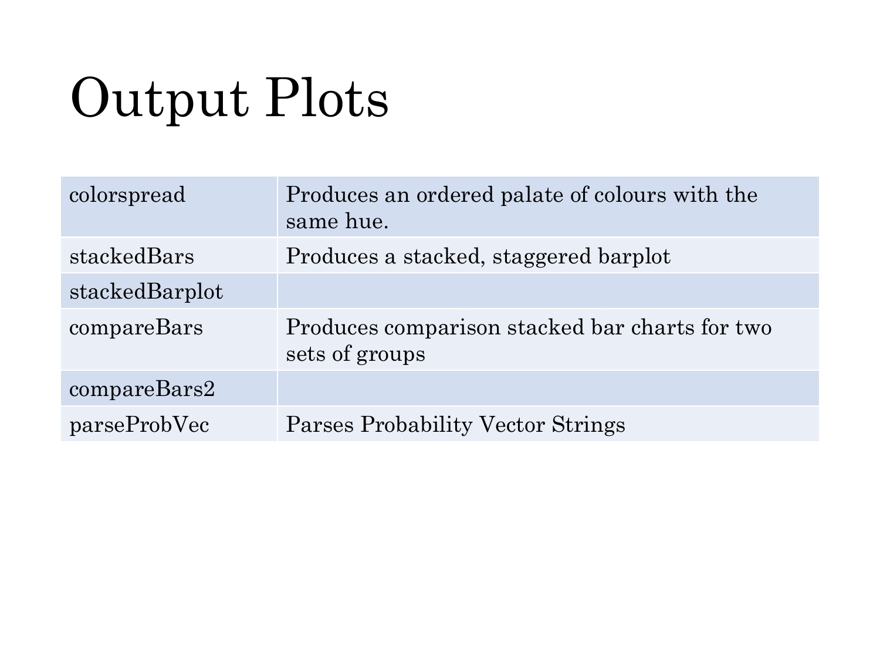# Output Plots

| | |
|---|---|
| colorspread | Produces an ordered palate of colours with the same hue. |
| stackedBars | Produces a stacked, staggered barplot |
| stackedBarplot | |
| compareBars | Produces comparison stacked bar charts for two sets of groups |
| compareBars2 | |
| parseProbVec | Parses Probability Vector Strings |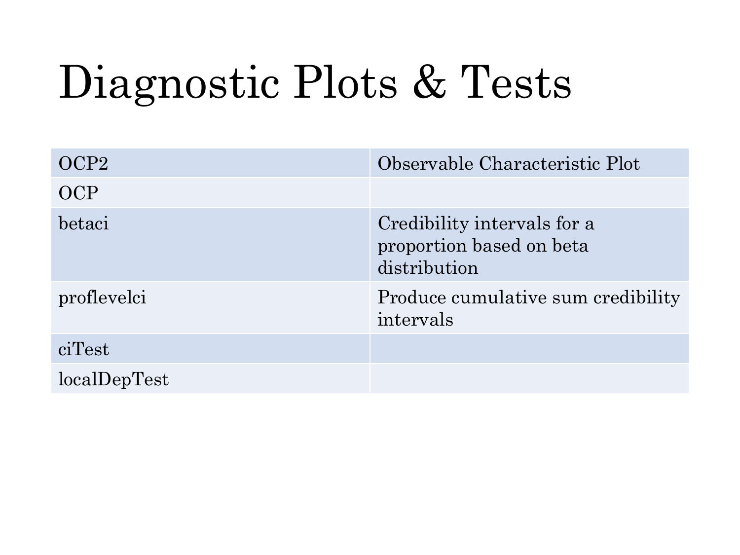# Diagnostic Plots & Tests

| | |
|---|---|
| OCP2 | Observable Characteristic Plot |
| OCP | |
| betaci | Credibility intervals for a proportion based on beta distribution |
| proflevelci | Produce cumulative sum credibility intervals |
| ciTest | |
| localDepTest | |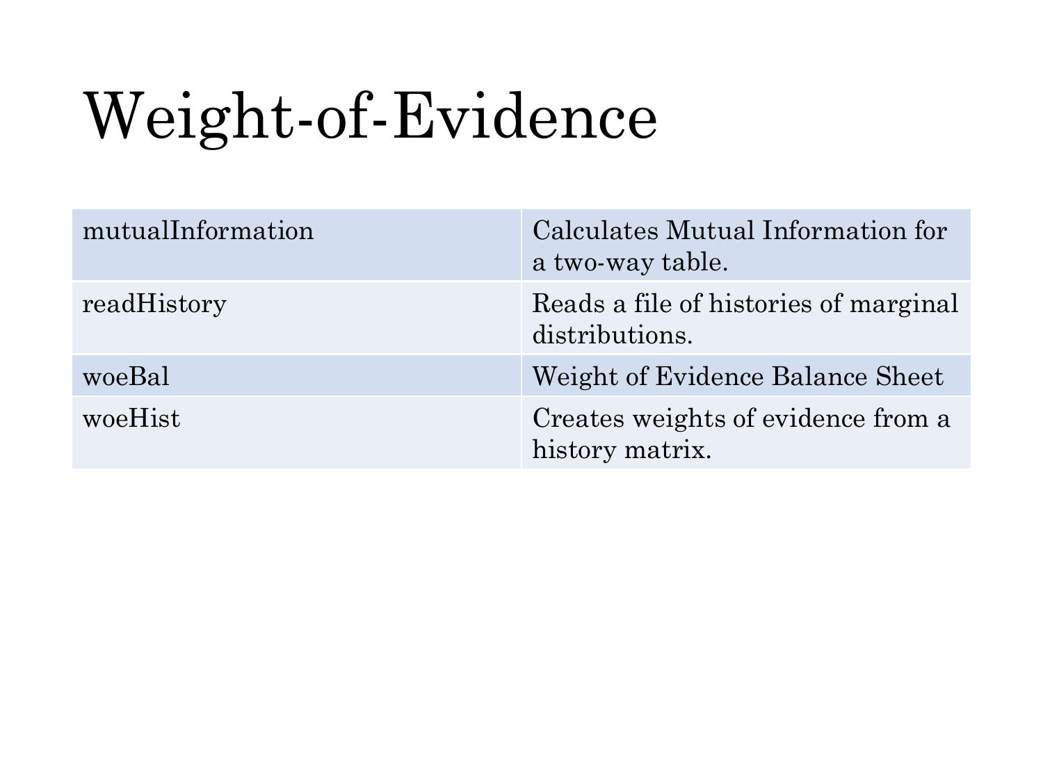# Weight-of-Evidence

| | |
|---|---|
| mutualInformation | Calculates Mutual Information for a two-way table. |
| readHistory | Reads a file of histories of marginal distributions. |
| woeBal | Weight of Evidence Balance Sheet |
| woeHist | Creates weights of evidence from a history matrix. |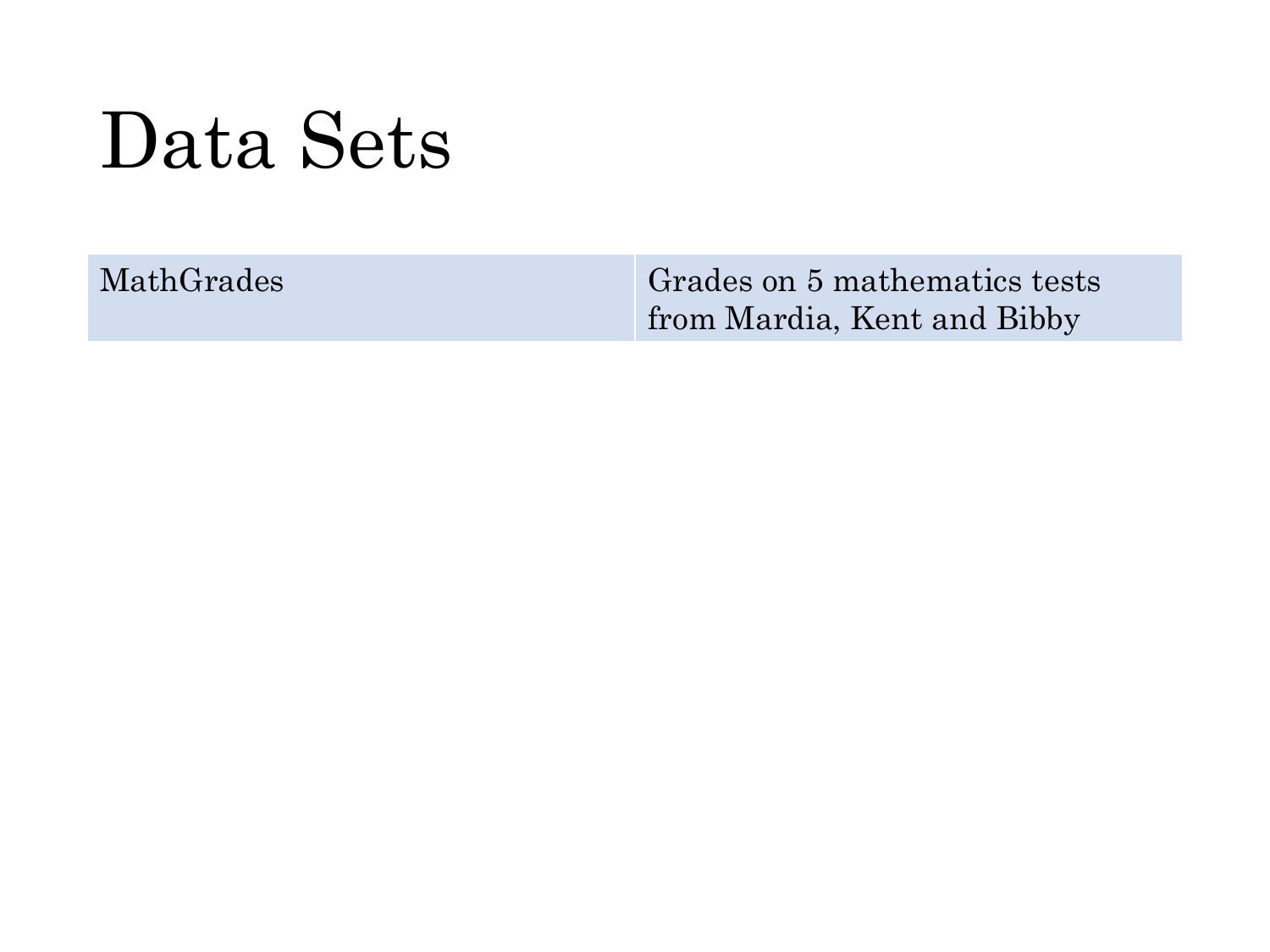# Data Sets

| | |
|---|---|
| MathGrades | Grades on 5 mathematics tests from Mardia, Kent and Bibby |